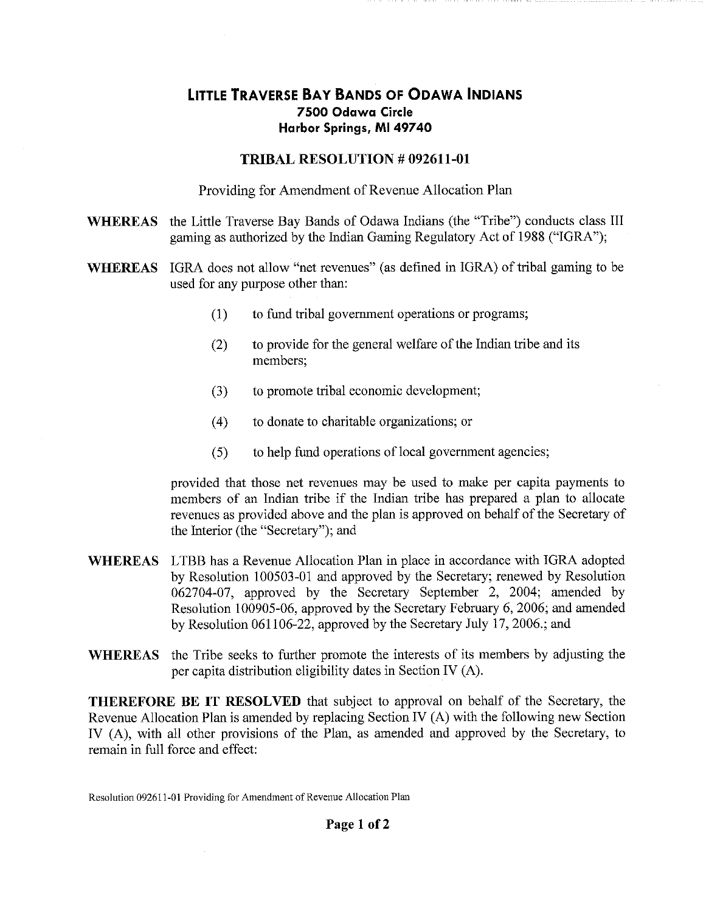# LITTLE TRAVERSE BAY BANDS OF ODAWA INDIANS

**7500 Odawa Circle**
**Harbor Springs, MI 49740**

## TRIBAL RESOLUTION # 092611-01

Providing for Amendment of Revenue Allocation Plan

**WHEREAS** the Little Traverse Bay Bands of Odawa Indians (the "Tribe") conducts class III gaming as authorized by the Indian Gaming Regulatory Act of 1988 ("IGRA");

**WHEREAS** IGRA does not allow "net revenues" (as defined in IGRA) of tribal gaming to be used for any purpose other than:

(1) to fund tribal government operations or programs;

(2) to provide for the general welfare of the Indian tribe and its members;

(3) to promote tribal economic development;

(4) to donate to charitable organizations; or

(5) to help fund operations of local government agencies;

provided that those net revenues may be used to make per capita payments to members of an Indian tribe if the Indian tribe has prepared a plan to allocate revenues as provided above and the plan is approved on behalf of the Secretary of the Interior (the "Secretary"); and

**WHEREAS** LTBB has a Revenue Allocation Plan in place in accordance with IGRA adopted by Resolution 100503-01 and approved by the Secretary; renewed by Resolution 062704-07, approved by the Secretary September 2, 2004; amended by Resolution 100905-06, approved by the Secretary February 6, 2006; and amended by Resolution 061106-22, approved by the Secretary July 17, 2006.; and

**WHEREAS** the Tribe seeks to further promote the interests of its members by adjusting the per capita distribution eligibility dates in Section IV (A).

**THEREFORE BE IT RESOLVED** that subject to approval on behalf of the Secretary, the Revenue Allocation Plan is amended by replacing Section IV (A) with the following new Section IV (A), with all other provisions of the Plan, as amended and approved by the Secretary, to remain in full force and effect: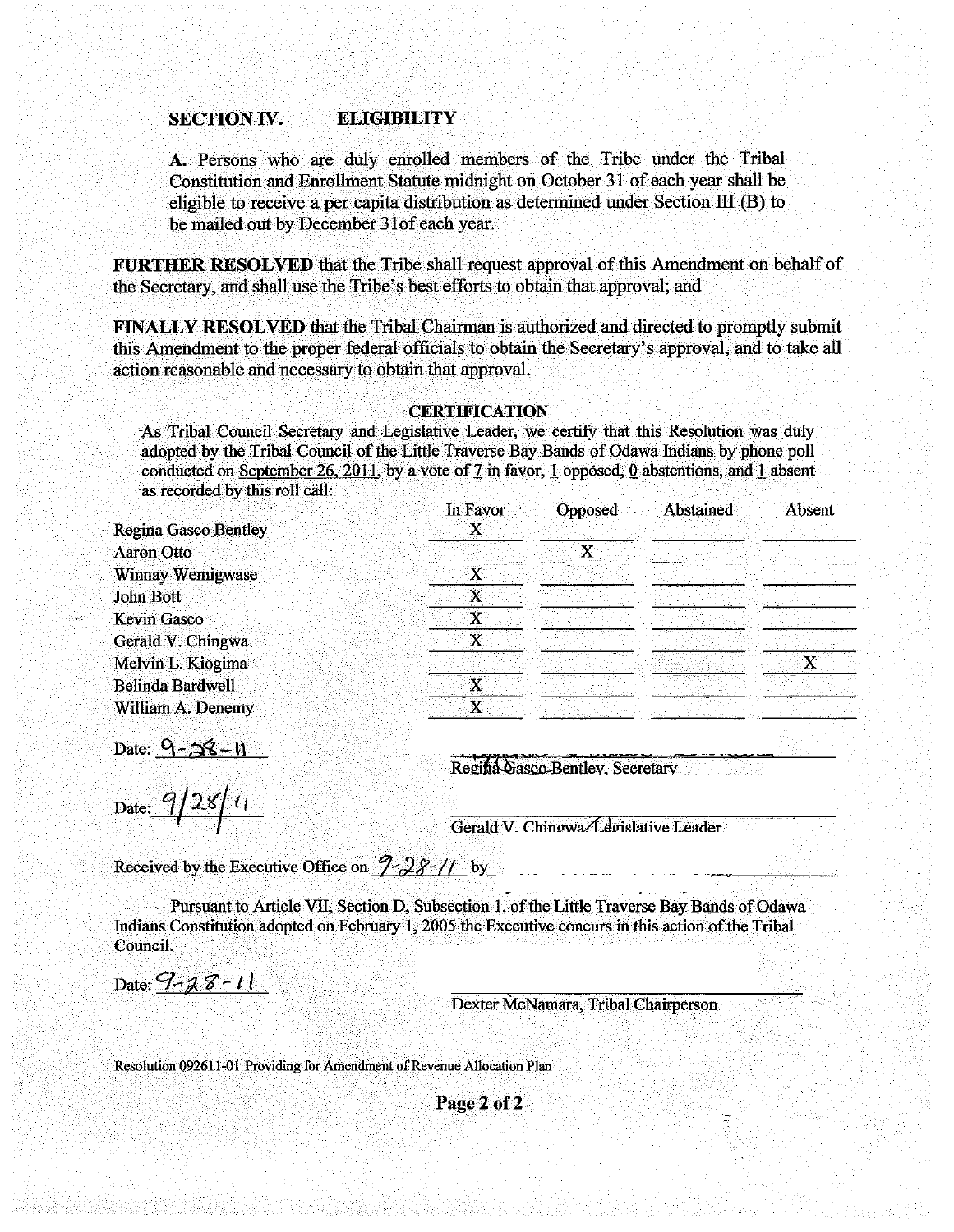**SECTION IV. ELIGIBILITY**

**A.** Persons who are duly enrolled members of the Tribe under the Tribal Constitution and Enrollment Statute midnight on October 31 of each year shall be eligible to receive a per capita distribution as determined under Section III (B) to be mailed out by December 31of each year.

**FURTHER RESOLVED** that the Tribe shall request approval of this Amendment on behalf of the Secretary, and shall use the Tribe's best efforts to obtain that approval; and

**FINALLY RESOLVED** that the Tribal Chairman is authorized and directed to promptly submit this Amendment to the proper federal officials to obtain the Secretary's approval, and to take all action reasonable and necessary to obtain that approval.

**CERTIFICATION**

As Tribal Council Secretary and Legislative Leader, we certify that this Resolution was duly adopted by the Tribal Council of the Little Traverse Bay Bands of Odawa Indians by phone poll conducted on September 26, 2011, by a vote of 7 in favor, 1 opposed, 0 abstentions, and 1 absent as recorded by this roll call:

| | In Favor | Opposed | Abstained | Absent |
|---|---|---|---|---|
| Regina Gasco Bentley | X | | | |
| Aaron Otto | | X | | |
| Winnay Wemigwase | X | | | |
| John Bott | X | | | |
| Kevin Gasco | X | | | |
| Gerald V. Chingwa | X | | | |
| Melvin L. Kiogima | | | | X |
| Belinda Bardwell | X | | | |
| William A. Denemy | X | | | |

Date: 9-28-11

Regina Gasco Bentley, Secretary

Date: 9/28/11

Gerald V. Chingwa, Legislative Leader

Received by the Executive Office on 9-28-11 by\_\_\_\_\_\_\_\_\_\_\_\_\_\_\_\_

Pursuant to Article VII, Section D, Subsection 1. of the Little Traverse Bay Bands of Odawa Indians Constitution adopted on February 1, 2005 the Executive concurs in this action of the Tribal Council.

Date: 9-28-11

Dexter McNamara, Tribal Chairperson

Resolution 092611-01 Providing for Amendment of Revenue Allocation Plan